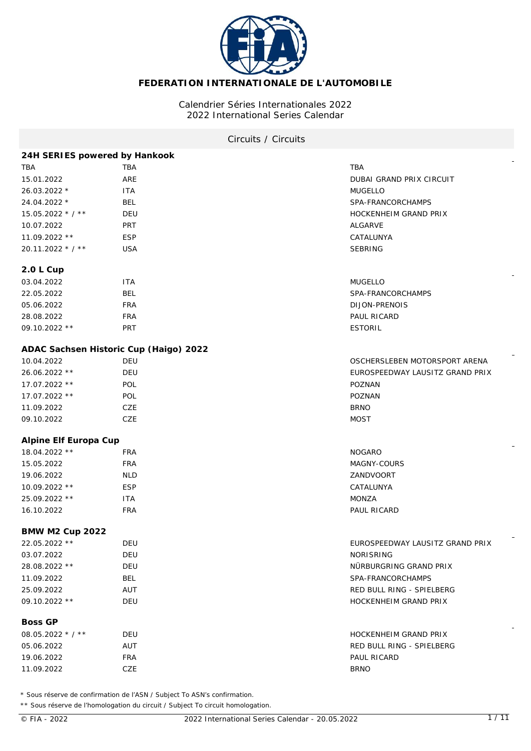# FEDERATION INTERNATIONALE DE L'AUTOMOBILE

Calendrier Séries Internationales 2022
2022 International Series Calendar

## Circuits / Circuits

### 24H SERIES powered by Hankook

| | | |
|---|---|---|
| TBA | TBA | TBA |
| 15.01.2022 | ARE | DUBAI GRAND PRIX CIRCUIT |
| 26.03.2022 * | ITA | MUGELLO |
| 24.04.2022 * | BEL | SPA-FRANCORCHAMPS |
| 15.05.2022 * / ** | DEU | HOCKENHEIM GRAND PRIX |
| 10.07.2022 | PRT | ALGARVE |
| 11.09.2022 ** | ESP | CATALUNYA |
| 20.11.2022 * / ** | USA | SEBRING |

### 2.0 L Cup

| | | |
|---|---|---|
| 03.04.2022 | ITA | MUGELLO |
| 22.05.2022 | BEL | SPA-FRANCORCHAMPS |
| 05.06.2022 | FRA | DIJON-PRENOIS |
| 28.08.2022 | FRA | PAUL RICARD |
| 09.10.2022 ** | PRT | ESTORIL |

### ADAC Sachsen Historic Cup (Haigo) 2022

| | | |
|---|---|---|
| 10.04.2022 | DEU | OSCHERSLEBEN MOTORSPORT ARENA |
| 26.06.2022 ** | DEU | EUROSPEEDWAY LAUSITZ GRAND PRIX |
| 17.07.2022 ** | POL | POZNAN |
| 17.07.2022 ** | POL | POZNAN |
| 11.09.2022 | CZE | BRNO |
| 09.10.2022 | CZE | MOST |

### Alpine Elf Europa Cup

| | | |
|---|---|---|
| 18.04.2022 ** | FRA | NOGARO |
| 15.05.2022 | FRA | MAGNY-COURS |
| 19.06.2022 | NLD | ZANDVOORT |
| 10.09.2022 ** | ESP | CATALUNYA |
| 25.09.2022 ** | ITA | MONZA |
| 16.10.2022 | FRA | PAUL RICARD |

### BMW M2 Cup 2022

| | | |
|---|---|---|
| 22.05.2022 ** | DEU | EUROSPEEDWAY LAUSITZ GRAND PRIX |
| 03.07.2022 | DEU | NORISRING |
| 28.08.2022 ** | DEU | NÜRBURGRING GRAND PRIX |
| 11.09.2022 | BEL | SPA-FRANCORCHAMPS |
| 25.09.2022 | AUT | RED BULL RING - SPIELBERG |
| 09.10.2022 ** | DEU | HOCKENHEIM GRAND PRIX |

### Boss GP

| | | |
|---|---|---|
| 08.05.2022 * / ** | DEU | HOCKENHEIM GRAND PRIX |
| 05.06.2022 | AUT | RED BULL RING - SPIELBERG |
| 19.06.2022 | FRA | PAUL RICARD |
| 11.09.2022 | CZE | BRNO |

* Sous réserve de confirmation de l'ASN / Subject To ASN's confirmation.

** Sous réserve de l'homologation du circuit / Subject To circuit homologation.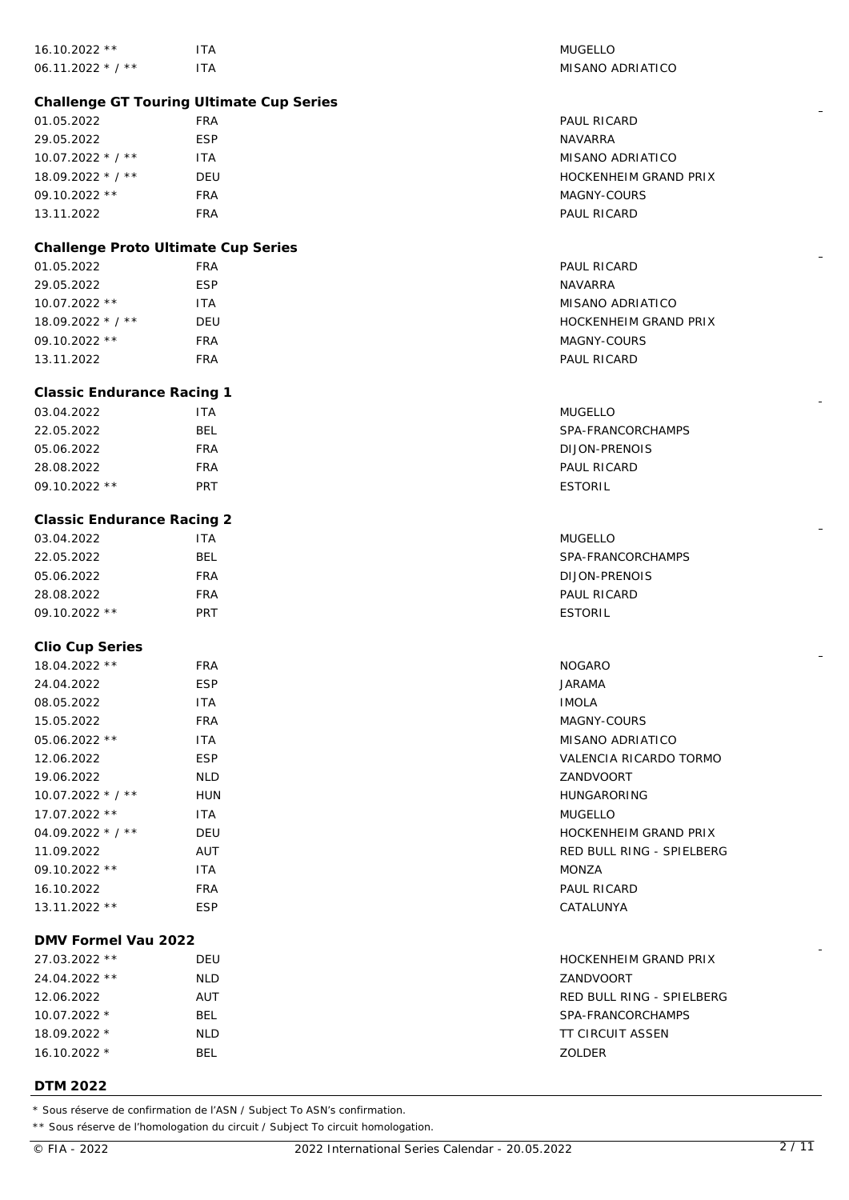| | | |
|---|---|---|
| 16.10.2022 ** | ITA | MUGELLO |
| 06.11.2022 * / ** | ITA | MISANO ADRIATICO |

**Challenge GT Touring Ultimate Cup Series**

| | | |
|---|---|---|
| 01.05.2022 | FRA | PAUL RICARD |
| 29.05.2022 | ESP | NAVARRA |
| 10.07.2022 * / ** | ITA | MISANO ADRIATICO |
| 18.09.2022 * / ** | DEU | HOCKENHEIM GRAND PRIX |
| 09.10.2022 ** | FRA | MAGNY-COURS |
| 13.11.2022 | FRA | PAUL RICARD |

**Challenge Proto Ultimate Cup Series**

| | | |
|---|---|---|
| 01.05.2022 | FRA | PAUL RICARD |
| 29.05.2022 | ESP | NAVARRA |
| 10.07.2022 ** | ITA | MISANO ADRIATICO |
| 18.09.2022 * / ** | DEU | HOCKENHEIM GRAND PRIX |
| 09.10.2022 ** | FRA | MAGNY-COURS |
| 13.11.2022 | FRA | PAUL RICARD |

**Classic Endurance Racing 1**

| | | |
|---|---|---|
| 03.04.2022 | ITA | MUGELLO |
| 22.05.2022 | BEL | SPA-FRANCORCHAMPS |
| 05.06.2022 | FRA | DIJON-PRENOIS |
| 28.08.2022 | FRA | PAUL RICARD |
| 09.10.2022 ** | PRT | ESTORIL |

**Classic Endurance Racing 2**

| | | |
|---|---|---|
| 03.04.2022 | ITA | MUGELLO |
| 22.05.2022 | BEL | SPA-FRANCORCHAMPS |
| 05.06.2022 | FRA | DIJON-PRENOIS |
| 28.08.2022 | FRA | PAUL RICARD |
| 09.10.2022 ** | PRT | ESTORIL |

**Clio Cup Series**

| | | |
|---|---|---|
| 18.04.2022 ** | FRA | NOGARO |
| 24.04.2022 | ESP | JARAMA |
| 08.05.2022 | ITA | IMOLA |
| 15.05.2022 | FRA | MAGNY-COURS |
| 05.06.2022 ** | ITA | MISANO ADRIATICO |
| 12.06.2022 | ESP | VALENCIA RICARDO TORMO |
| 19.06.2022 | NLD | ZANDVOORT |
| 10.07.2022 * / ** | HUN | HUNGARORING |
| 17.07.2022 ** | ITA | MUGELLO |
| 04.09.2022 * / ** | DEU | HOCKENHEIM GRAND PRIX |
| 11.09.2022 | AUT | RED BULL RING - SPIELBERG |
| 09.10.2022 ** | ITA | MONZA |
| 16.10.2022 | FRA | PAUL RICARD |
| 13.11.2022 ** | ESP | CATALUNYA |

**DMV Formel Vau 2022**

| | | |
|---|---|---|
| 27.03.2022 ** | DEU | HOCKENHEIM GRAND PRIX |
| 24.04.2022 ** | NLD | ZANDVOORT |
| 12.06.2022 | AUT | RED BULL RING - SPIELBERG |
| 10.07.2022 * | BEL | SPA-FRANCORCHAMPS |
| 18.09.2022 * | NLD | TT CIRCUIT ASSEN |
| 16.10.2022 * | BEL | ZOLDER |

**DTM 2022**

* Sous réserve de confirmation de l'ASN / Subject To ASN's confirmation.

** Sous réserve de l'homologation du circuit / Subject To circuit homologation.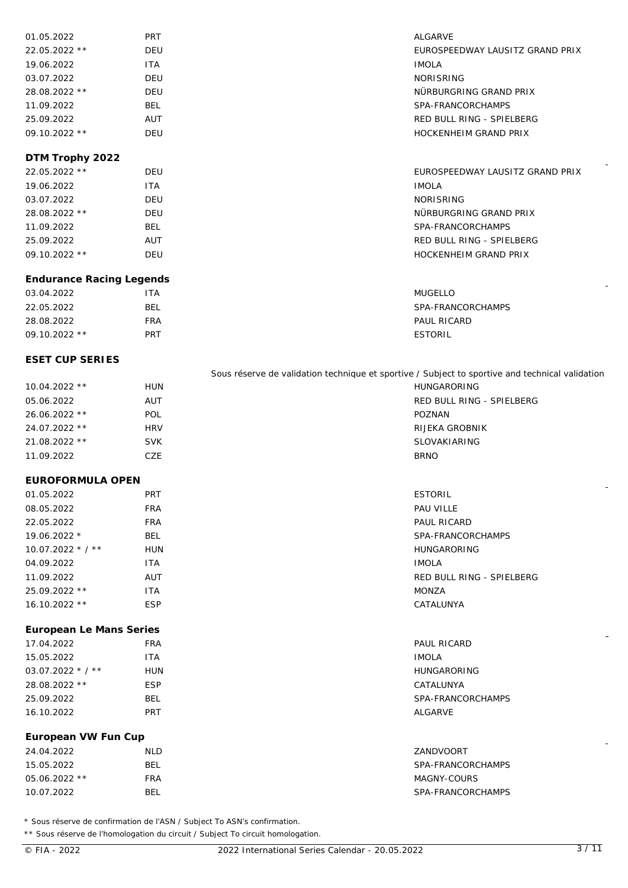| | | |
|---|---|---|
| 01.05.2022 | PRT | ALGARVE |
| 22.05.2022 ** | DEU | EUROSPEEDWAY LAUSITZ GRAND PRIX |
| 19.06.2022 | ITA | IMOLA |
| 03.07.2022 | DEU | NORISRING |
| 28.08.2022 ** | DEU | NÜRBURGRING GRAND PRIX |
| 11.09.2022 | BEL | SPA-FRANCORCHAMPS |
| 25.09.2022 | AUT | RED BULL RING - SPIELBERG |
| 09.10.2022 ** | DEU | HOCKENHEIM GRAND PRIX |

**DTM Trophy 2022**

| | | |
|---|---|---|
| 22.05.2022 ** | DEU | EUROSPEEDWAY LAUSITZ GRAND PRIX |
| 19.06.2022 | ITA | IMOLA |
| 03.07.2022 | DEU | NORISRING |
| 28.08.2022 ** | DEU | NÜRBURGRING GRAND PRIX |
| 11.09.2022 | BEL | SPA-FRANCORCHAMPS |
| 25.09.2022 | AUT | RED BULL RING - SPIELBERG |
| 09.10.2022 ** | DEU | HOCKENHEIM GRAND PRIX |

**Endurance Racing Legends**

| | | |
|---|---|---|
| 03.04.2022 | ITA | MUGELLO |
| 22.05.2022 | BEL | SPA-FRANCORCHAMPS |
| 28.08.2022 | FRA | PAUL RICARD |
| 09.10.2022 ** | PRT | ESTORIL |

**ESET CUP SERIES**

Sous réserve de validation technique et sportive / Subject to sportive and technical validation

| | | |
|---|---|---|
| 10.04.2022 ** | HUN | HUNGARORING |
| 05.06.2022 | AUT | RED BULL RING - SPIELBERG |
| 26.06.2022 ** | POL | POZNAN |
| 24.07.2022 ** | HRV | RIJEKA GROBNIK |
| 21.08.2022 ** | SVK | SLOVAKIARING |
| 11.09.2022 | CZE | BRNO |

**EUROFORMULA OPEN**

| | | |
|---|---|---|
| 01.05.2022 | PRT | ESTORIL |
| 08.05.2022 | FRA | PAU VILLE |
| 22.05.2022 | FRA | PAUL RICARD |
| 19.06.2022 * | BEL | SPA-FRANCORCHAMPS |
| 10.07.2022 * / ** | HUN | HUNGARORING |
| 04.09.2022 | ITA | IMOLA |
| 11.09.2022 | AUT | RED BULL RING - SPIELBERG |
| 25.09.2022 ** | ITA | MONZA |
| 16.10.2022 ** | ESP | CATALUNYA |

**European Le Mans Series**

| | | |
|---|---|---|
| 17.04.2022 | FRA | PAUL RICARD |
| 15.05.2022 | ITA | IMOLA |
| 03.07.2022 * / ** | HUN | HUNGARORING |
| 28.08.2022 ** | ESP | CATALUNYA |
| 25.09.2022 | BEL | SPA-FRANCORCHAMPS |
| 16.10.2022 | PRT | ALGARVE |

**European VW Fun Cup**

| | | |
|---|---|---|
| 24.04.2022 | NLD | ZANDVOORT |
| 15.05.2022 | BEL | SPA-FRANCORCHAMPS |
| 05.06.2022 ** | FRA | MAGNY-COURS |
| 10.07.2022 | BEL | SPA-FRANCORCHAMPS |

* Sous réserve de confirmation de l'ASN / Subject To ASN's confirmation.

** Sous réserve de l'homologation du circuit / Subject To circuit homologation.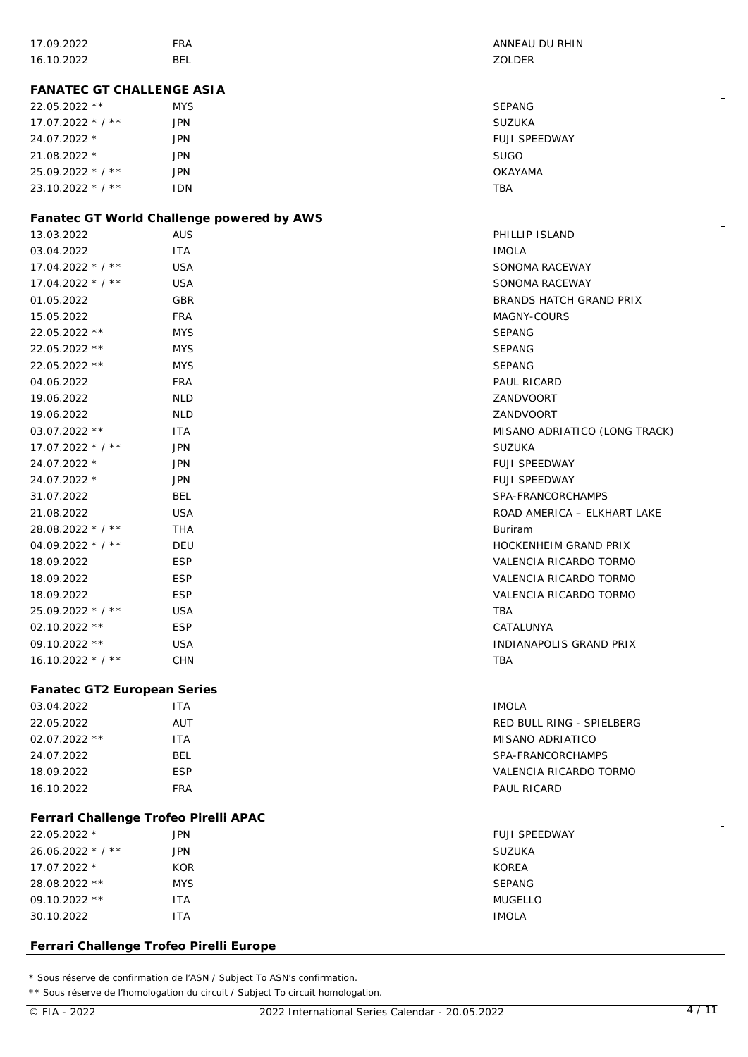| | | |
|---|---|---|
| 17.09.2022 | FRA | ANNEAU DU RHIN |
| 16.10.2022 | BEL | ZOLDER |

**FANATEC GT CHALLENGE ASIA**

| | | |
|---|---|---|
| 22.05.2022 ** | MYS | SEPANG |
| 17.07.2022 * / ** | JPN | SUZUKA |
| 24.07.2022 * | JPN | FUJI SPEEDWAY |
| 21.08.2022 * | JPN | SUGO |
| 25.09.2022 * / ** | JPN | OKAYAMA |
| 23.10.2022 * / ** | IDN | TBA |

**Fanatec GT World Challenge powered by AWS**

| | | |
|---|---|---|
| 13.03.2022 | AUS | PHILLIP ISLAND |
| 03.04.2022 | ITA | IMOLA |
| 17.04.2022 * / ** | USA | SONOMA RACEWAY |
| 17.04.2022 * / ** | USA | SONOMA RACEWAY |
| 01.05.2022 | GBR | BRANDS HATCH GRAND PRIX |
| 15.05.2022 | FRA | MAGNY-COURS |
| 22.05.2022 ** | MYS | SEPANG |
| 22.05.2022 ** | MYS | SEPANG |
| 22.05.2022 ** | MYS | SEPANG |
| 04.06.2022 | FRA | PAUL RICARD |
| 19.06.2022 | NLD | ZANDVOORT |
| 19.06.2022 | NLD | ZANDVOORT |
| 03.07.2022 ** | ITA | MISANO ADRIATICO (LONG TRACK) |
| 17.07.2022 * / ** | JPN | SUZUKA |
| 24.07.2022 * | JPN | FUJI SPEEDWAY |
| 24.07.2022 * | JPN | FUJI SPEEDWAY |
| 31.07.2022 | BEL | SPA-FRANCORCHAMPS |
| 21.08.2022 | USA | ROAD AMERICA – ELKHART LAKE |
| 28.08.2022 * / ** | THA | Buriram |
| 04.09.2022 * / ** | DEU | HOCKENHEIM GRAND PRIX |
| 18.09.2022 | ESP | VALENCIA RICARDO TORMO |
| 18.09.2022 | ESP | VALENCIA RICARDO TORMO |
| 18.09.2022 | ESP | VALENCIA RICARDO TORMO |
| 25.09.2022 * / ** | USA | TBA |
| 02.10.2022 ** | ESP | CATALUNYA |
| 09.10.2022 ** | USA | INDIANAPOLIS GRAND PRIX |
| 16.10.2022 * / ** | CHN | TBA |

**Fanatec GT2 European Series**

| | | |
|---|---|---|
| 03.04.2022 | ITA | IMOLA |
| 22.05.2022 | AUT | RED BULL RING - SPIELBERG |
| 02.07.2022 ** | ITA | MISANO ADRIATICO |
| 24.07.2022 | BEL | SPA-FRANCORCHAMPS |
| 18.09.2022 | ESP | VALENCIA RICARDO TORMO |
| 16.10.2022 | FRA | PAUL RICARD |

**Ferrari Challenge Trofeo Pirelli APAC**

| | | |
|---|---|---|
| 22.05.2022 * | JPN | FUJI SPEEDWAY |
| 26.06.2022 * / ** | JPN | SUZUKA |
| 17.07.2022 * | KOR | KOREA |
| 28.08.2022 ** | MYS | SEPANG |
| 09.10.2022 ** | ITA | MUGELLO |
| 30.10.2022 | ITA | IMOLA |

**Ferrari Challenge Trofeo Pirelli Europe**

\* Sous réserve de confirmation de l'ASN / Subject To ASN's confirmation.

** Sous réserve de l'homologation du circuit / Subject To circuit homologation.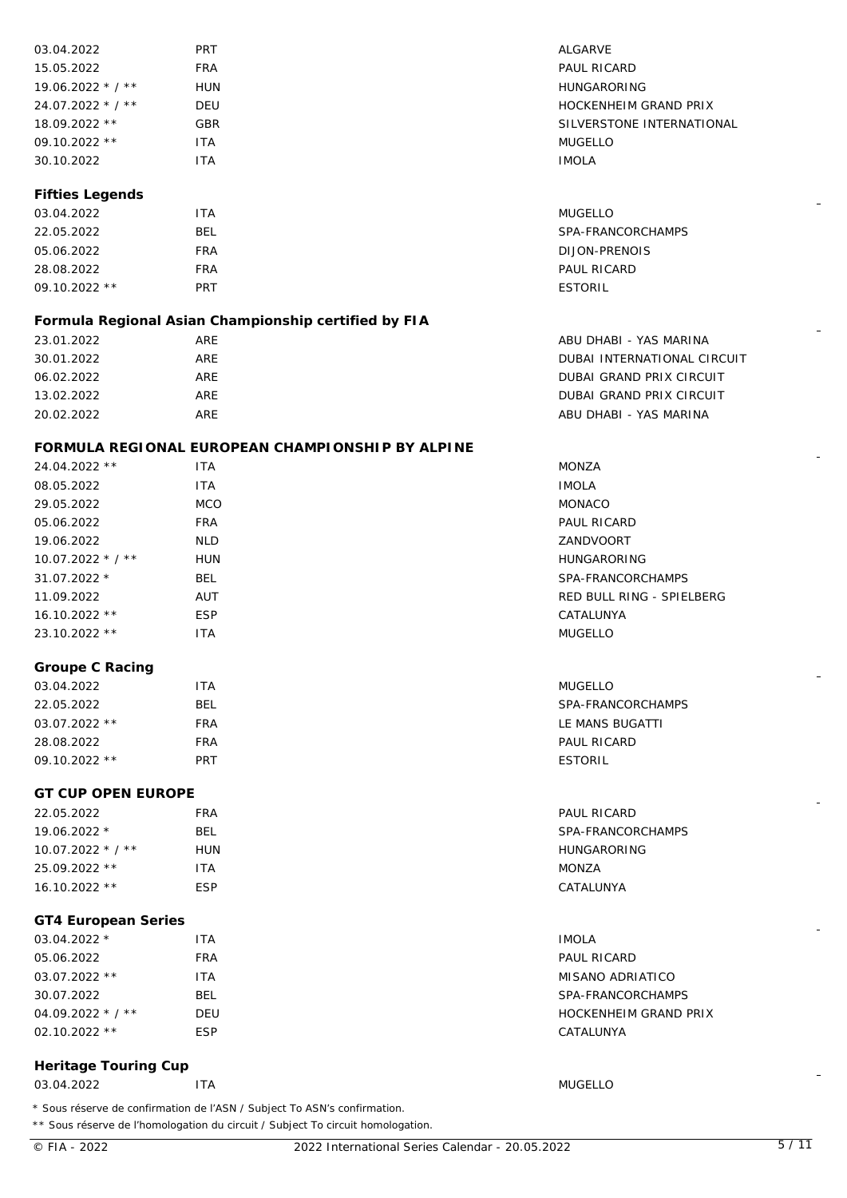| | | |
|---|---|---|
| 03.04.2022 | PRT | ALGARVE |
| 15.05.2022 | FRA | PAUL RICARD |
| 19.06.2022 * / ** | HUN | HUNGARORING |
| 24.07.2022 * / ** | DEU | HOCKENHEIM GRAND PRIX |
| 18.09.2022 ** | GBR | SILVERSTONE INTERNATIONAL |
| 09.10.2022 ** | ITA | MUGELLO |
| 30.10.2022 | ITA | IMOLA |

**Fifties Legends**

| | | |
|---|---|---|
| 03.04.2022 | ITA | MUGELLO |
| 22.05.2022 | BEL | SPA-FRANCORCHAMPS |
| 05.06.2022 | FRA | DIJON-PRENOIS |
| 28.08.2022 | FRA | PAUL RICARD |
| 09.10.2022 ** | PRT | ESTORIL |

**Formula Regional Asian Championship certified by FIA**

| | | |
|---|---|---|
| 23.01.2022 | ARE | ABU DHABI - YAS MARINA |
| 30.01.2022 | ARE | DUBAI INTERNATIONAL CIRCUIT |
| 06.02.2022 | ARE | DUBAI GRAND PRIX CIRCUIT |
| 13.02.2022 | ARE | DUBAI GRAND PRIX CIRCUIT |
| 20.02.2022 | ARE | ABU DHABI - YAS MARINA |

**FORMULA REGIONAL EUROPEAN CHAMPIONSHIP BY ALPINE**

| | | |
|---|---|---|
| 24.04.2022 ** | ITA | MONZA |
| 08.05.2022 | ITA | IMOLA |
| 29.05.2022 | MCO | MONACO |
| 05.06.2022 | FRA | PAUL RICARD |
| 19.06.2022 | NLD | ZANDVOORT |
| 10.07.2022 * / ** | HUN | HUNGARORING |
| 31.07.2022 * | BEL | SPA-FRANCORCHAMPS |
| 11.09.2022 | AUT | RED BULL RING - SPIELBERG |
| 16.10.2022 ** | ESP | CATALUNYA |
| 23.10.2022 ** | ITA | MUGELLO |

**Groupe C Racing**

| | | |
|---|---|---|
| 03.04.2022 | ITA | MUGELLO |
| 22.05.2022 | BEL | SPA-FRANCORCHAMPS |
| 03.07.2022 ** | FRA | LE MANS BUGATTI |
| 28.08.2022 | FRA | PAUL RICARD |
| 09.10.2022 ** | PRT | ESTORIL |

**GT CUP OPEN EUROPE**

| | | |
|---|---|---|
| 22.05.2022 | FRA | PAUL RICARD |
| 19.06.2022 * | BEL | SPA-FRANCORCHAMPS |
| 10.07.2022 * / ** | HUN | HUNGARORING |
| 25.09.2022 ** | ITA | MONZA |
| 16.10.2022 ** | ESP | CATALUNYA |

**GT4 European Series**

| | | |
|---|---|---|
| 03.04.2022 * | ITA | IMOLA |
| 05.06.2022 | FRA | PAUL RICARD |
| 03.07.2022 ** | ITA | MISANO ADRIATICO |
| 30.07.2022 | BEL | SPA-FRANCORCHAMPS |
| 04.09.2022 * / ** | DEU | HOCKENHEIM GRAND PRIX |
| 02.10.2022 ** | ESP | CATALUNYA |

**Heritage Touring Cup**

| | | |
|---|---|---|
| 03.04.2022 | ITA | MUGELLO |

\* Sous réserve de confirmation de l'ASN / Subject To ASN's confirmation.

** Sous réserve de l'homologation du circuit / Subject To circuit homologation.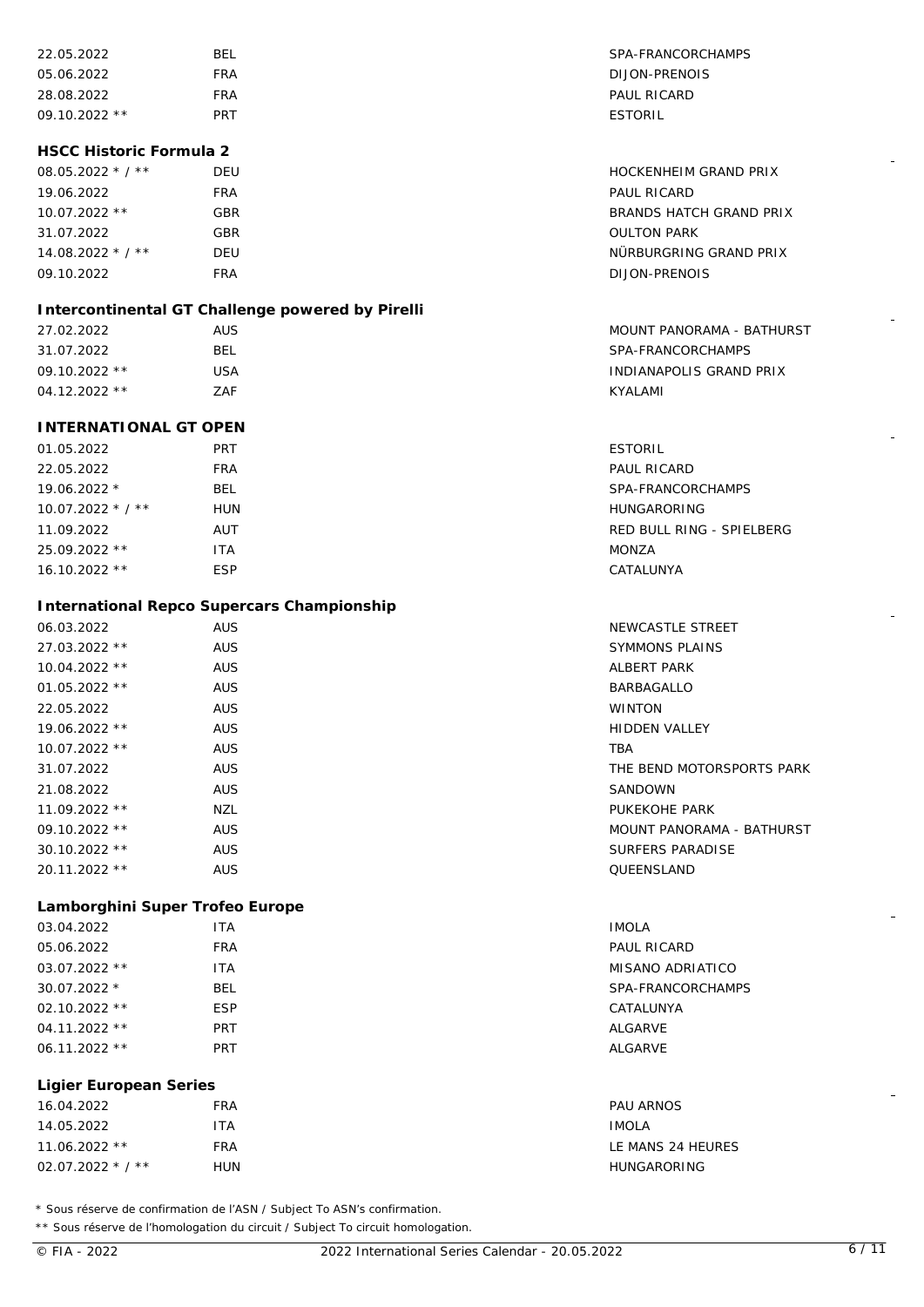| | | |
|---|---|---|
| 22.05.2022 | BEL | SPA-FRANCORCHAMPS |
| 05.06.2022 | FRA | DIJON-PRENOIS |
| 28.08.2022 | FRA | PAUL RICARD |
| 09.10.2022 ** | PRT | ESTORIL |

**HSCC Historic Formula 2**

| | | |
|---|---|---|
| 08.05.2022 * / ** | DEU | HOCKENHEIM GRAND PRIX |
| 19.06.2022 | FRA | PAUL RICARD |
| 10.07.2022 ** | GBR | BRANDS HATCH GRAND PRIX |
| 31.07.2022 | GBR | OULTON PARK |
| 14.08.2022 * / ** | DEU | NÜRBURGRING GRAND PRIX |
| 09.10.2022 | FRA | DIJON-PRENOIS |

**Intercontinental GT Challenge powered by Pirelli**

| | | |
|---|---|---|
| 27.02.2022 | AUS | MOUNT PANORAMA - BATHURST |
| 31.07.2022 | BEL | SPA-FRANCORCHAMPS |
| 09.10.2022 ** | USA | INDIANAPOLIS GRAND PRIX |
| 04.12.2022 ** | ZAF | KYALAMI |

**INTERNATIONAL GT OPEN**

| | | |
|---|---|---|
| 01.05.2022 | PRT | ESTORIL |
| 22.05.2022 | FRA | PAUL RICARD |
| 19.06.2022 * | BEL | SPA-FRANCORCHAMPS |
| 10.07.2022 * / ** | HUN | HUNGARORING |
| 11.09.2022 | AUT | RED BULL RING - SPIELBERG |
| 25.09.2022 ** | ITA | MONZA |
| 16.10.2022 ** | ESP | CATALUNYA |

**International Repco Supercars Championship**

| | | |
|---|---|---|
| 06.03.2022 | AUS | NEWCASTLE STREET |
| 27.03.2022 ** | AUS | SYMMONS PLAINS |
| 10.04.2022 ** | AUS | ALBERT PARK |
| 01.05.2022 ** | AUS | BARBAGALLO |
| 22.05.2022 | AUS | WINTON |
| 19.06.2022 ** | AUS | HIDDEN VALLEY |
| 10.07.2022 ** | AUS | TBA |
| 31.07.2022 | AUS | THE BEND MOTORSPORTS PARK |
| 21.08.2022 | AUS | SANDOWN |
| 11.09.2022 ** | NZL | PUKEKOHE PARK |
| 09.10.2022 ** | AUS | MOUNT PANORAMA - BATHURST |
| 30.10.2022 ** | AUS | SURFERS PARADISE |
| 20.11.2022 ** | AUS | QUEENSLAND |

**Lamborghini Super Trofeo Europe**

| | | |
|---|---|---|
| 03.04.2022 | ITA | IMOLA |
| 05.06.2022 | FRA | PAUL RICARD |
| 03.07.2022 ** | ITA | MISANO ADRIATICO |
| 30.07.2022 * | BEL | SPA-FRANCORCHAMPS |
| 02.10.2022 ** | ESP | CATALUNYA |
| 04.11.2022 ** | PRT | ALGARVE |
| 06.11.2022 ** | PRT | ALGARVE |

**Ligier European Series**

| | | |
|---|---|---|
| 16.04.2022 | FRA | PAU ARNOS |
| 14.05.2022 | ITA | IMOLA |
| 11.06.2022 ** | FRA | LE MANS 24 HEURES |
| 02.07.2022 * / ** | HUN | HUNGARORING |

\* Sous réserve de confirmation de l'ASN / Subject To ASN's confirmation.

** Sous réserve de l'homologation du circuit / Subject To circuit homologation.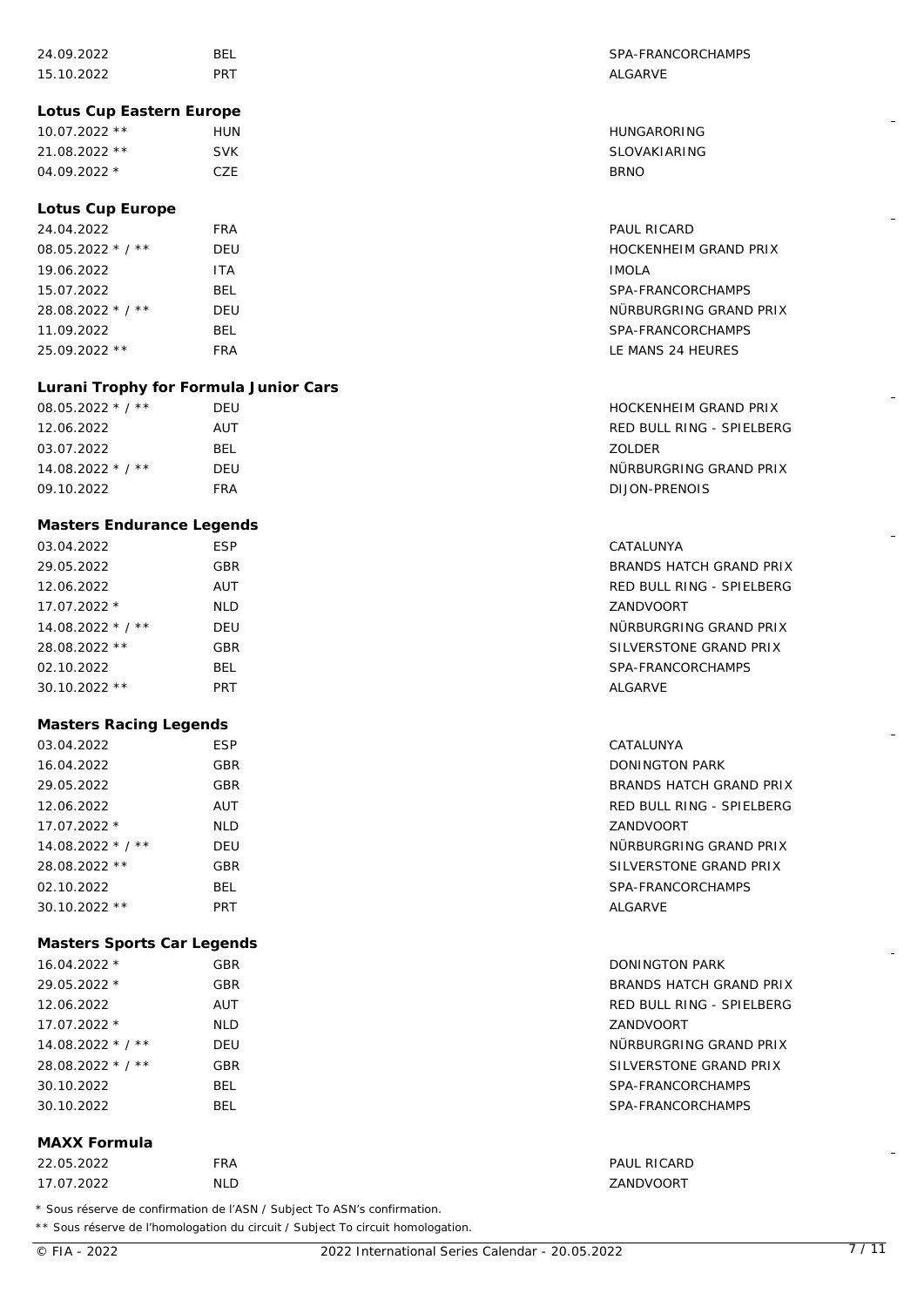| | | |
|---|---|---|
| 24.09.2022 | BEL | SPA-FRANCORCHAMPS |
| 15.10.2022 | PRT | ALGARVE |

**Lotus Cup Eastern Europe**

| | | |
|---|---|---|
| 10.07.2022 ** | HUN | HUNGARORING |
| 21.08.2022 ** | SVK | SLOVAKIARING |
| 04.09.2022 * | CZE | BRNO |

**Lotus Cup Europe**

| | | |
|---|---|---|
| 24.04.2022 | FRA | PAUL RICARD |
| 08.05.2022 * / ** | DEU | HOCKENHEIM GRAND PRIX |
| 19.06.2022 | ITA | IMOLA |
| 15.07.2022 | BEL | SPA-FRANCORCHAMPS |
| 28.08.2022 * / ** | DEU | NÜRBURGRING GRAND PRIX |
| 11.09.2022 | BEL | SPA-FRANCORCHAMPS |
| 25.09.2022 ** | FRA | LE MANS 24 HEURES |

**Lurani Trophy for Formula Junior Cars**

| | | |
|---|---|---|
| 08.05.2022 * / ** | DEU | HOCKENHEIM GRAND PRIX |
| 12.06.2022 | AUT | RED BULL RING - SPIELBERG |
| 03.07.2022 | BEL | ZOLDER |
| 14.08.2022 * / ** | DEU | NÜRBURGRING GRAND PRIX |
| 09.10.2022 | FRA | DIJON-PRENOIS |

**Masters Endurance Legends**

| | | |
|---|---|---|
| 03.04.2022 | ESP | CATALUNYA |
| 29.05.2022 | GBR | BRANDS HATCH GRAND PRIX |
| 12.06.2022 | AUT | RED BULL RING - SPIELBERG |
| 17.07.2022 * | NLD | ZANDVOORT |
| 14.08.2022 * / ** | DEU | NÜRBURGRING GRAND PRIX |
| 28.08.2022 ** | GBR | SILVERSTONE GRAND PRIX |
| 02.10.2022 | BEL | SPA-FRANCORCHAMPS |
| 30.10.2022 ** | PRT | ALGARVE |

**Masters Racing Legends**

| | | |
|---|---|---|
| 03.04.2022 | ESP | CATALUNYA |
| 16.04.2022 | GBR | DONINGTON PARK |
| 29.05.2022 | GBR | BRANDS HATCH GRAND PRIX |
| 12.06.2022 | AUT | RED BULL RING - SPIELBERG |
| 17.07.2022 * | NLD | ZANDVOORT |
| 14.08.2022 * / ** | DEU | NÜRBURGRING GRAND PRIX |
| 28.08.2022 ** | GBR | SILVERSTONE GRAND PRIX |
| 02.10.2022 | BEL | SPA-FRANCORCHAMPS |
| 30.10.2022 ** | PRT | ALGARVE |

**Masters Sports Car Legends**

| | | |
|---|---|---|
| 16.04.2022 * | GBR | DONINGTON PARK |
| 29.05.2022 * | GBR | BRANDS HATCH GRAND PRIX |
| 12.06.2022 | AUT | RED BULL RING - SPIELBERG |
| 17.07.2022 * | NLD | ZANDVOORT |
| 14.08.2022 * / ** | DEU | NÜRBURGRING GRAND PRIX |
| 28.08.2022 * / ** | GBR | SILVERSTONE GRAND PRIX |
| 30.10.2022 | BEL | SPA-FRANCORCHAMPS |
| 30.10.2022 | BEL | SPA-FRANCORCHAMPS |

**MAXX Formula**

| | | |
|---|---|---|
| 22.05.2022 | FRA | PAUL RICARD |
| 17.07.2022 | NLD | ZANDVOORT |

\* Sous réserve de confirmation de l'ASN / Subject To ASN's confirmation.

** Sous réserve de l'homologation du circuit / Subject To circuit homologation.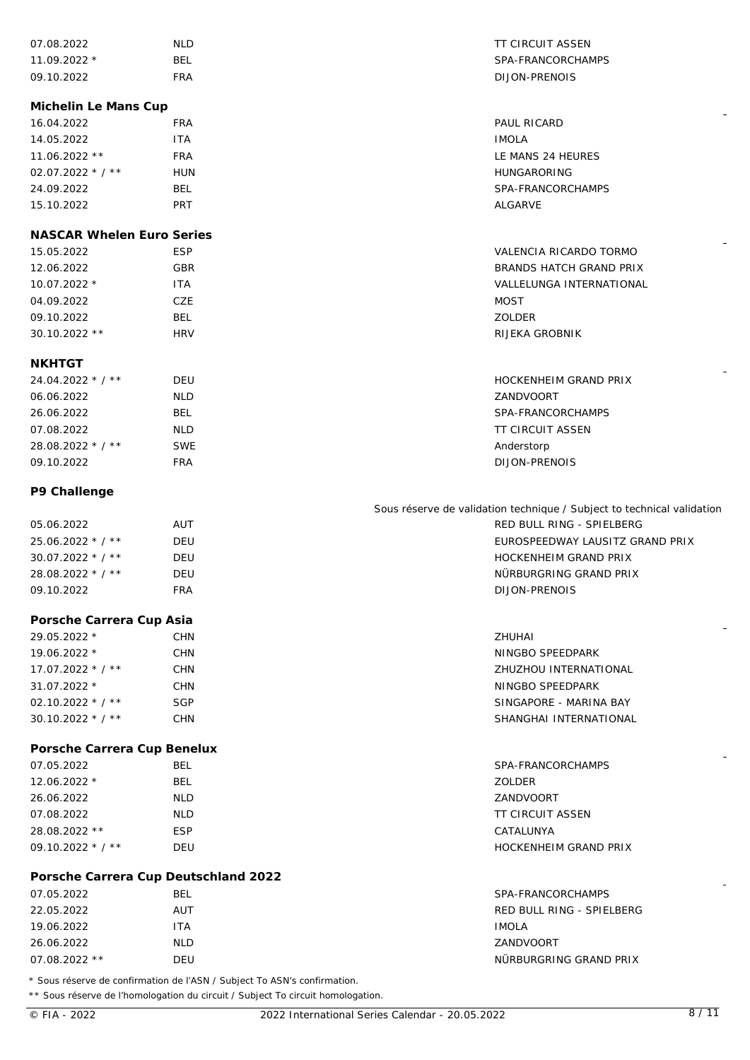| | | |
|---|---|---|
| 07.08.2022 | NLD | TT CIRCUIT ASSEN |
| 11.09.2022 * | BEL | SPA-FRANCORCHAMPS |
| 09.10.2022 | FRA | DIJON-PRENOIS |

### Michelin Le Mans Cup

| | | |
|---|---|---|
| 16.04.2022 | FRA | PAUL RICARD |
| 14.05.2022 | ITA | IMOLA |
| 11.06.2022 ** | FRA | LE MANS 24 HEURES |
| 02.07.2022 * / ** | HUN | HUNGARORING |
| 24.09.2022 | BEL | SPA-FRANCORCHAMPS |
| 15.10.2022 | PRT | ALGARVE |

### NASCAR Whelen Euro Series

| | | |
|---|---|---|
| 15.05.2022 | ESP | VALENCIA RICARDO TORMO |
| 12.06.2022 | GBR | BRANDS HATCH GRAND PRIX |
| 10.07.2022 * | ITA | VALLELUNGA INTERNATIONAL |
| 04.09.2022 | CZE | MOST |
| 09.10.2022 | BEL | ZOLDER |
| 30.10.2022 ** | HRV | RIJEKA GROBNIK |

### NKHTGT

| | | |
|---|---|---|
| 24.04.2022 * / ** | DEU | HOCKENHEIM GRAND PRIX |
| 06.06.2022 | NLD | ZANDVOORT |
| 26.06.2022 | BEL | SPA-FRANCORCHAMPS |
| 07.08.2022 | NLD | TT CIRCUIT ASSEN |
| 28.08.2022 * / ** | SWE | Anderstorp |
| 09.10.2022 | FRA | DIJON-PRENOIS |

### P9 Challenge

Sous réserve de validation technique / Subject to technical validation

| | | |
|---|---|---|
| 05.06.2022 | AUT | RED BULL RING - SPIELBERG |
| 25.06.2022 * / ** | DEU | EUROSPEEDWAY LAUSITZ GRAND PRIX |
| 30.07.2022 * / ** | DEU | HOCKENHEIM GRAND PRIX |
| 28.08.2022 * / ** | DEU | NÜRBURGRING GRAND PRIX |
| 09.10.2022 | FRA | DIJON-PRENOIS |

### Porsche Carrera Cup Asia

| | | |
|---|---|---|
| 29.05.2022 * | CHN | ZHUHAI |
| 19.06.2022 * | CHN | NINGBO SPEEDPARK |
| 17.07.2022 * / ** | CHN | ZHUZHOU INTERNATIONAL |
| 31.07.2022 * | CHN | NINGBO SPEEDPARK |
| 02.10.2022 * / ** | SGP | SINGAPORE - MARINA BAY |
| 30.10.2022 * / ** | CHN | SHANGHAI INTERNATIONAL |

### Porsche Carrera Cup Benelux

| | | |
|---|---|---|
| 07.05.2022 | BEL | SPA-FRANCORCHAMPS |
| 12.06.2022 * | BEL | ZOLDER |
| 26.06.2022 | NLD | ZANDVOORT |
| 07.08.2022 | NLD | TT CIRCUIT ASSEN |
| 28.08.2022 ** | ESP | CATALUNYA |
| 09.10.2022 * / ** | DEU | HOCKENHEIM GRAND PRIX |

### Porsche Carrera Cup Deutschland 2022

| | | |
|---|---|---|
| 07.05.2022 | BEL | SPA-FRANCORCHAMPS |
| 22.05.2022 | AUT | RED BULL RING - SPIELBERG |
| 19.06.2022 | ITA | IMOLA |
| 26.06.2022 | NLD | ZANDVOORT |
| 07.08.2022 ** | DEU | NÜRBURGRING GRAND PRIX |

* Sous réserve de confirmation de l'ASN / Subject To ASN's confirmation.

** Sous réserve de l'homologation du circuit / Subject To circuit homologation.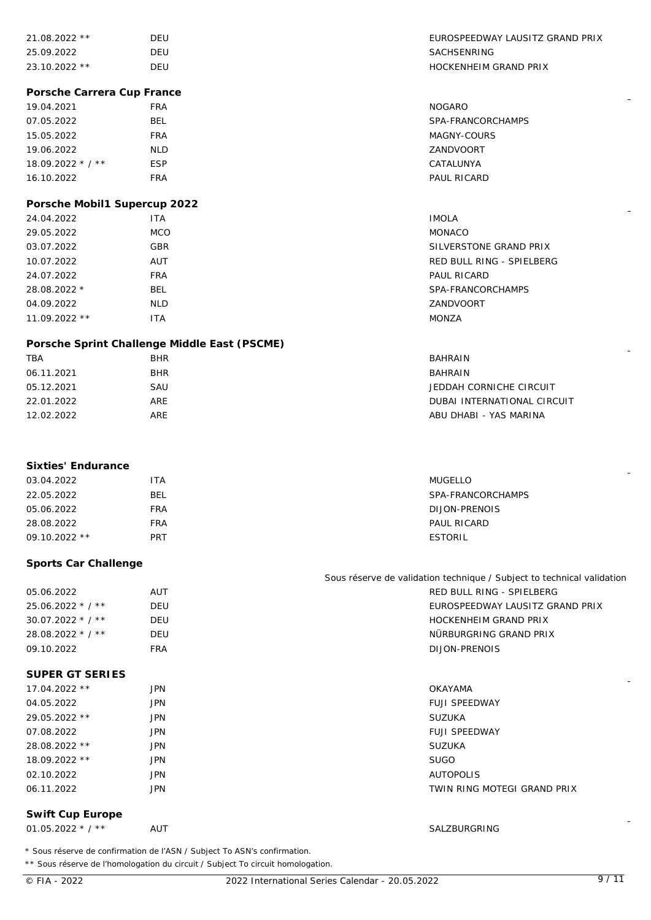| | | |
|---|---|---|
| 21.08.2022 ** | DEU | EUROSPEEDWAY LAUSITZ GRAND PRIX |
| 25.09.2022 | DEU | SACHSENRING |
| 23.10.2022 ** | DEU | HOCKENHEIM GRAND PRIX |

**Porsche Carrera Cup France**

| | | |
|---|---|---|
| 19.04.2021 | FRA | NOGARO |
| 07.05.2022 | BEL | SPA-FRANCORCHAMPS |
| 15.05.2022 | FRA | MAGNY-COURS |
| 19.06.2022 | NLD | ZANDVOORT |
| 18.09.2022 * / ** | ESP | CATALUNYA |
| 16.10.2022 | FRA | PAUL RICARD |

**Porsche Mobil1 Supercup 2022**

| | | |
|---|---|---|
| 24.04.2022 | ITA | IMOLA |
| 29.05.2022 | MCO | MONACO |
| 03.07.2022 | GBR | SILVERSTONE GRAND PRIX |
| 10.07.2022 | AUT | RED BULL RING - SPIELBERG |
| 24.07.2022 | FRA | PAUL RICARD |
| 28.08.2022 * | BEL | SPA-FRANCORCHAMPS |
| 04.09.2022 | NLD | ZANDVOORT |
| 11.09.2022 ** | ITA | MONZA |

**Porsche Sprint Challenge Middle East (PSCME)**

| | | |
|---|---|---|
| TBA | BHR | BAHRAIN |
| 06.11.2021 | BHR | BAHRAIN |
| 05.12.2021 | SAU | JEDDAH CORNICHE CIRCUIT |
| 22.01.2022 | ARE | DUBAI INTERNATIONAL CIRCUIT |
| 12.02.2022 | ARE | ABU DHABI - YAS MARINA |

**Sixties' Endurance**

| | | |
|---|---|---|
| 03.04.2022 | ITA | MUGELLO |
| 22.05.2022 | BEL | SPA-FRANCORCHAMPS |
| 05.06.2022 | FRA | DIJON-PRENOIS |
| 28.08.2022 | FRA | PAUL RICARD |
| 09.10.2022 ** | PRT | ESTORIL |

**Sports Car Challenge**

Sous réserve de validation technique / Subject to technical validation

| | | |
|---|---|---|
| 05.06.2022 | AUT | RED BULL RING - SPIELBERG |
| 25.06.2022 * / ** | DEU | EUROSPEEDWAY LAUSITZ GRAND PRIX |
| 30.07.2022 * / ** | DEU | HOCKENHEIM GRAND PRIX |
| 28.08.2022 * / ** | DEU | NÜRBURGRING GRAND PRIX |
| 09.10.2022 | FRA | DIJON-PRENOIS |

**SUPER GT SERIES**

| | | |
|---|---|---|
| 17.04.2022 ** | JPN | OKAYAMA |
| 04.05.2022 | JPN | FUJI SPEEDWAY |
| 29.05.2022 ** | JPN | SUZUKA |
| 07.08.2022 | JPN | FUJI SPEEDWAY |
| 28.08.2022 ** | JPN | SUZUKA |
| 18.09.2022 ** | JPN | SUGO |
| 02.10.2022 | JPN | AUTOPOLIS |
| 06.11.2022 | JPN | TWIN RING MOTEGI GRAND PRIX |

**Swift Cup Europe**

| | | |
|---|---|---|
| 01.05.2022 * / ** | AUT | SALZBURGRING |

\* Sous réserve de confirmation de l'ASN / Subject To ASN's confirmation.

** Sous réserve de l'homologation du circuit / Subject To circuit homologation.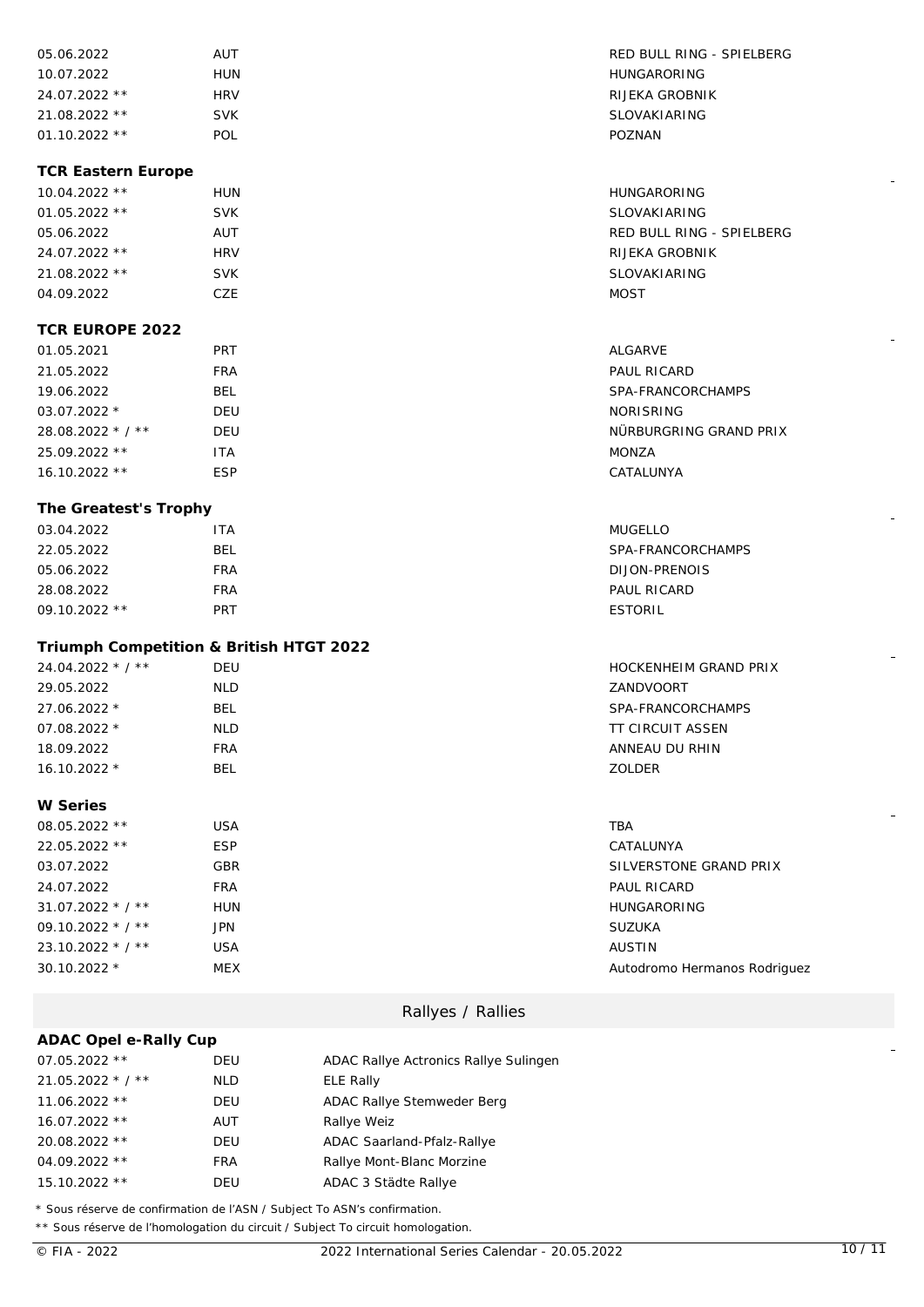| | | |
|---|---|---|
| 05.06.2022 | AUT | RED BULL RING - SPIELBERG |
| 10.07.2022 | HUN | HUNGARORING |
| 24.07.2022 ** | HRV | RIJEKA GROBNIK |
| 21.08.2022 ** | SVK | SLOVAKIARING |
| 01.10.2022 ** | POL | POZNAN |

### TCR Eastern Europe

| | | |
|---|---|---|
| 10.04.2022 ** | HUN | HUNGARORING |
| 01.05.2022 ** | SVK | SLOVAKIARING |
| 05.06.2022 | AUT | RED BULL RING - SPIELBERG |
| 24.07.2022 ** | HRV | RIJEKA GROBNIK |
| 21.08.2022 ** | SVK | SLOVAKIARING |
| 04.09.2022 | CZE | MOST |

### TCR EUROPE 2022

| | | |
|---|---|---|
| 01.05.2021 | PRT | ALGARVE |
| 21.05.2022 | FRA | PAUL RICARD |
| 19.06.2022 | BEL | SPA-FRANCORCHAMPS |
| 03.07.2022 * | DEU | NORISRING |
| 28.08.2022 * / ** | DEU | NÜRBURGRING GRAND PRIX |
| 25.09.2022 ** | ITA | MONZA |
| 16.10.2022 ** | ESP | CATALUNYA |

### The Greatest's Trophy

| | | |
|---|---|---|
| 03.04.2022 | ITA | MUGELLO |
| 22.05.2022 | BEL | SPA-FRANCORCHAMPS |
| 05.06.2022 | FRA | DIJON-PRENOIS |
| 28.08.2022 | FRA | PAUL RICARD |
| 09.10.2022 ** | PRT | ESTORIL |

### Triumph Competition & British HTGT 2022

| | | |
|---|---|---|
| 24.04.2022 * / ** | DEU | HOCKENHEIM GRAND PRIX |
| 29.05.2022 | NLD | ZANDVOORT |
| 27.06.2022 * | BEL | SPA-FRANCORCHAMPS |
| 07.08.2022 * | NLD | TT CIRCUIT ASSEN |
| 18.09.2022 | FRA | ANNEAU DU RHIN |
| 16.10.2022 * | BEL | ZOLDER |

### W Series

| | | |
|---|---|---|
| 08.05.2022 ** | USA | TBA |
| 22.05.2022 ** | ESP | CATALUNYA |
| 03.07.2022 | GBR | SILVERSTONE GRAND PRIX |
| 24.07.2022 | FRA | PAUL RICARD |
| 31.07.2022 * / ** | HUN | HUNGARORING |
| 09.10.2022 * / ** | JPN | SUZUKA |
| 23.10.2022 * / ** | USA | AUSTIN |
| 30.10.2022 * | MEX | Autodromo Hermanos Rodriguez |

## Rallyes / Rallies

### ADAC Opel e-Rally Cup

| | | |
|---|---|---|
| 07.05.2022 ** | DEU | ADAC Rallye Actronics Rallye Sulingen |
| 21.05.2022 * / ** | NLD | ELE Rally |
| 11.06.2022 ** | DEU | ADAC Rallye Stemweder Berg |
| 16.07.2022 ** | AUT | Rallye Weiz |
| 20.08.2022 ** | DEU | ADAC Saarland-Pfalz-Rallye |
| 04.09.2022 ** | FRA | Rallye Mont-Blanc Morzine |
| 15.10.2022 ** | DEU | ADAC 3 Städte Rallye |

\* Sous réserve de confirmation de l'ASN / Subject To ASN's confirmation.

** Sous réserve de l'homologation du circuit / Subject To circuit homologation.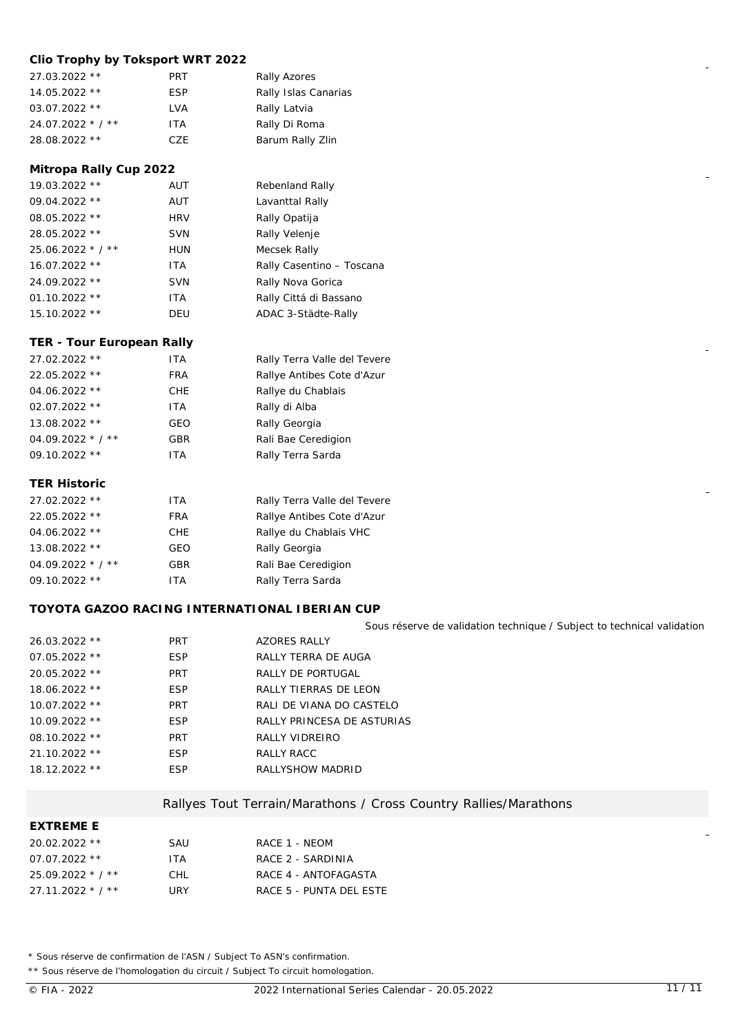### Clio Trophy by Toksport WRT 2022

| | | |
|---|---|---|
| 27.03.2022 ** | PRT | Rally Azores |
| 14.05.2022 ** | ESP | Rally Islas Canarias |
| 03.07.2022 ** | LVA | Rally Latvia |
| 24.07.2022 * / ** | ITA | Rally Di Roma |
| 28.08.2022 ** | CZE | Barum Rally Zlin |

### Mitropa Rally Cup 2022

| | | |
|---|---|---|
| 19.03.2022 ** | AUT | Rebenland Rally |
| 09.04.2022 ** | AUT | Lavanttal Rally |
| 08.05.2022 ** | HRV | Rally Opatija |
| 28.05.2022 ** | SVN | Rally Velenje |
| 25.06.2022 * / ** | HUN | Mecsek Rally |
| 16.07.2022 ** | ITA | Rally Casentino – Toscana |
| 24.09.2022 ** | SVN | Rally Nova Gorica |
| 01.10.2022 ** | ITA | Rally Cittá di Bassano |
| 15.10.2022 ** | DEU | ADAC 3-Städte-Rally |

### TER - Tour European Rally

| | | |
|---|---|---|
| 27.02.2022 ** | ITA | Rally Terra Valle del Tevere |
| 22.05.2022 ** | FRA | Rallye Antibes Cote d'Azur |
| 04.06.2022 ** | CHE | Rallye du Chablais |
| 02.07.2022 ** | ITA | Rally di Alba |
| 13.08.2022 ** | GEO | Rally Georgia |
| 04.09.2022 * / ** | GBR | Rali Bae Ceredigion |
| 09.10.2022 ** | ITA | Rally Terra Sarda |

### TER Historic

| | | |
|---|---|---|
| 27.02.2022 ** | ITA | Rally Terra Valle del Tevere |
| 22.05.2022 ** | FRA | Rallye Antibes Cote d'Azur |
| 04.06.2022 ** | CHE | Rallye du Chablais VHC |
| 13.08.2022 ** | GEO | Rally Georgia |
| 04.09.2022 * / ** | GBR | Rali Bae Ceredigion |
| 09.10.2022 ** | ITA | Rally Terra Sarda |

### TOYOTA GAZOO RACING INTERNATIONAL IBERIAN CUP

Sous réserve de validation technique / Subject to technical validation

| | | |
|---|---|---|
| 26.03.2022 ** | PRT | AZORES RALLY |
| 07.05.2022 ** | ESP | RALLY TERRA DE AUGA |
| 20.05.2022 ** | PRT | RALLY DE PORTUGAL |
| 18.06.2022 ** | ESP | RALLY TIERRAS DE LEON |
| 10.07.2022 ** | PRT | RALI DE VIANA DO CASTELO |
| 10.09.2022 ** | ESP | RALLY PRINCESA DE ASTURIAS |
| 08.10.2022 ** | PRT | RALLY VIDREIRO |
| 21.10.2022 ** | ESP | RALLY RACC |
| 18.12.2022 ** | ESP | RALLYSHOW MADRID |

## Rallyes Tout Terrain/Marathons / Cross Country Rallies/Marathons

### EXTREME E

| | | |
|---|---|---|
| 20.02.2022 ** | SAU | RACE 1 - NEOM |
| 07.07.2022 ** | ITA | RACE 2 - SARDINIA |
| 25.09.2022 * / ** | CHL | RACE 4 - ANTOFAGASTA |
| 27.11.2022 * / ** | URY | RACE 5 - PUNTA DEL ESTE |

* Sous réserve de confirmation de l'ASN / Subject To ASN's confirmation.

** Sous réserve de l'homologation du circuit / Subject To circuit homologation.

© FIA - 2022 2022 International Series Calendar - 20.05.2022